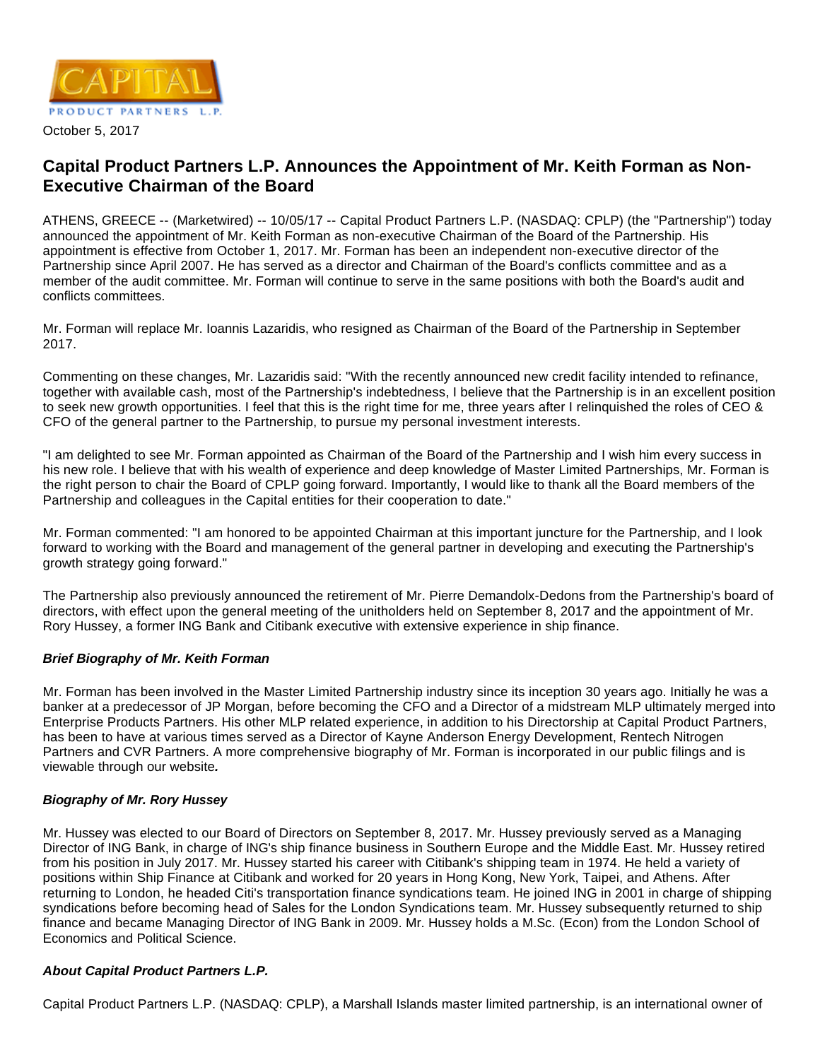October 5, 2017

# Capital Product Partners L.P. Announces the Appointment of Mr. Keith Forman as Non-Executive Chairman of the Board

ATHENS, GREECE -- (Marketwired) -- 10/05/17 -- Capital Product Partners L.P. (NASDAQ: CPLP) (the "Partnership") today announced the appointment of Mr. Keith Forman as non-executive Chairman of the Board of the Partnership. His appointment is effective from October 1, 2017. Mr. Forman has been an independent non-executive director of the Partnership since April 2007. He has served as a director and Chairman of the Board's conflicts committee and as a member of the audit committee. Mr. Forman will continue to serve in the same positions with both the Board's audit and conflicts committees.

Mr. Forman will replace Mr. Ioannis Lazaridis, who resigned as Chairman of the Board of the Partnership in September 2017.

Commenting on these changes, Mr. Lazaridis said: "With the recently announced new credit facility intended to refinance, together with available cash, most of the Partnership's indebtedness, I believe that the Partnership is in an excellent position to seek new growth opportunities. I feel that this is the right time for me, three years after I relinquished the roles of CEO & CFO of the general partner to the Partnership, to pursue my personal investment interests.

"I am delighted to see Mr. Forman appointed as Chairman of the Board of the Partnership and I wish him every success in his new role. I believe that with his wealth of experience and deep knowledge of Master Limited Partnerships, Mr. Forman is the right person to chair the Board of CPLP going forward. Importantly, I would like to thank all the Board members of the Partnership and colleagues in the Capital entities for their cooperation to date."

Mr. Forman commented: "I am honored to be appointed Chairman at this important juncture for the Partnership, and I look forward to working with the Board and management of the general partner in developing and executing the Partnership's growth strategy going forward."

The Partnership also previously announced the retirement of Mr. Pierre Demandolx-Dedons from the Partnership's board of directors, with effect upon the general meeting of the unitholders held on September 8, 2017 and the appointment of Mr. Rory Hussey, a former ING Bank and Citibank executive with extensive experience in ship finance.

### *Brief Biography of Mr. Keith Forman*

Mr. Forman has been involved in the Master Limited Partnership industry since its inception 30 years ago. Initially he was a banker at a predecessor of JP Morgan, before becoming the CFO and a Director of a midstream MLP ultimately merged into Enterprise Products Partners. His other MLP related experience, in addition to his Directorship at Capital Product Partners, has been to have at various times served as a Director of Kayne Anderson Energy Development, Rentech Nitrogen Partners and CVR Partners. A more comprehensive biography of Mr. Forman is incorporated in our public filings and is viewable through our website**.**

### *Biography of Mr. Rory Hussey*

Mr. Hussey was elected to our Board of Directors on September 8, 2017. Mr. Hussey previously served as a Managing Director of ING Bank, in charge of ING's ship finance business in Southern Europe and the Middle East. Mr. Hussey retired from his position in July 2017. Mr. Hussey started his career with Citibank's shipping team in 1974. He held a variety of positions within Ship Finance at Citibank and worked for 20 years in Hong Kong, New York, Taipei, and Athens. After returning to London, he headed Citi's transportation finance syndications team. He joined ING in 2001 in charge of shipping syndications before becoming head of Sales for the London Syndications team. Mr. Hussey subsequently returned to ship finance and became Managing Director of ING Bank in 2009. Mr. Hussey holds a M.Sc. (Econ) from the London School of Economics and Political Science.

### *About Capital Product Partners L.P.*

Capital Product Partners L.P. (NASDAQ: CPLP), a Marshall Islands master limited partnership, is an international owner of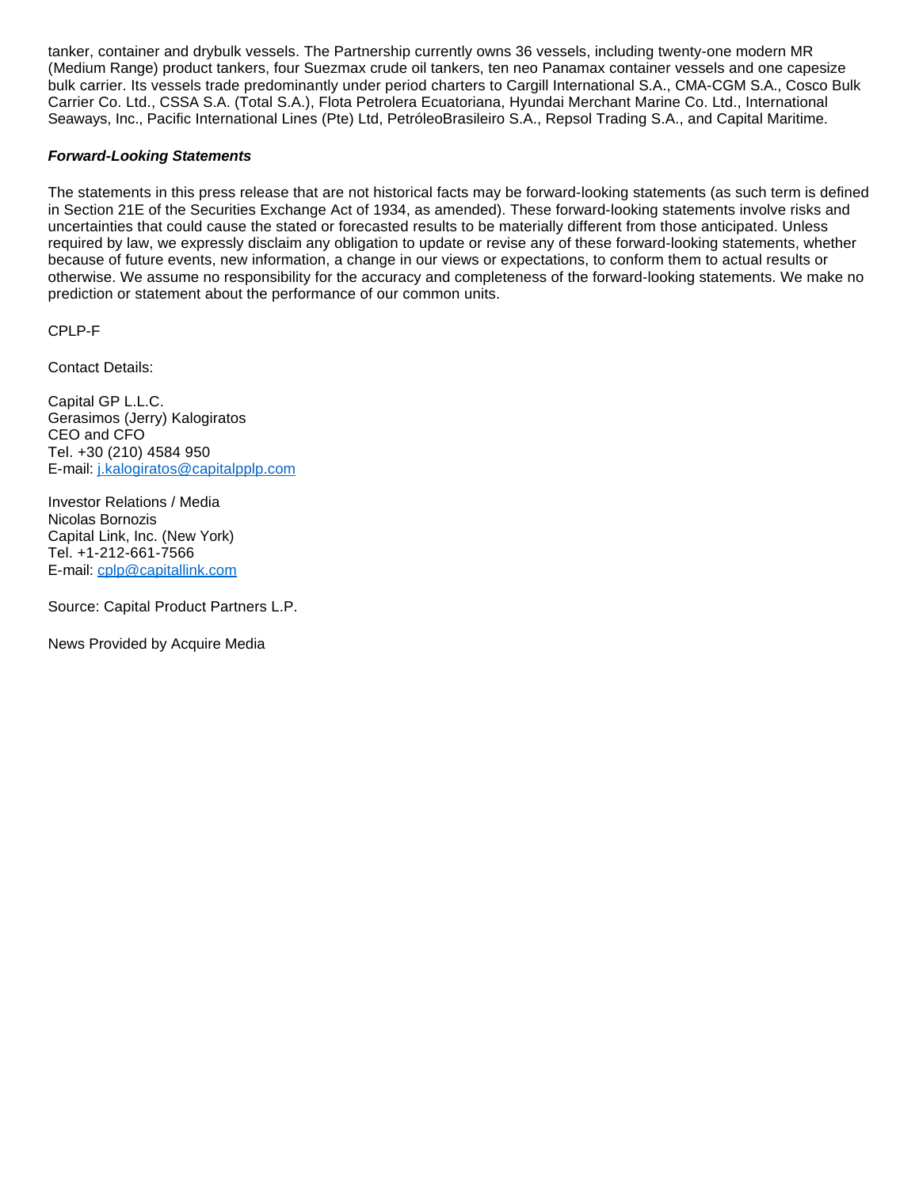tanker, container and drybulk vessels. The Partnership currently owns 36 vessels, including twenty-one modern MR (Medium Range) product tankers, four Suezmax crude oil tankers, ten neo Panamax container vessels and one capesize bulk carrier. Its vessels trade predominantly under period charters to Cargill International S.A., CMA-CGM S.A., Cosco Bulk Carrier Co. Ltd., CSSA S.A. (Total S.A.), Flota Petrolera Ecuatoriana, Hyundai Merchant Marine Co. Ltd., International Seaways, Inc., Pacific International Lines (Pte) Ltd, PetróleoBrasileiro S.A., Repsol Trading S.A., and Capital Maritime.

***Forward-Looking Statements***

The statements in this press release that are not historical facts may be forward-looking statements (as such term is defined in Section 21E of the Securities Exchange Act of 1934, as amended). These forward-looking statements involve risks and uncertainties that could cause the stated or forecasted results to be materially different from those anticipated. Unless required by law, we expressly disclaim any obligation to update or revise any of these forward-looking statements, whether because of future events, new information, a change in our views or expectations, to conform them to actual results or otherwise. We assume no responsibility for the accuracy and completeness of the forward-looking statements. We make no prediction or statement about the performance of our common units.

CPLP-F

Contact Details:

Capital GP L.L.C.
Gerasimos (Jerry) Kalogiratos
CEO and CFO
Tel. +30 (210) 4584 950
E-mail: j.kalogiratos@capitalpplp.com

Investor Relations / Media
Nicolas Bornozis
Capital Link, Inc. (New York)
Tel. +1-212-661-7566
E-mail: cplp@capitallink.com

Source: Capital Product Partners L.P.

News Provided by Acquire Media